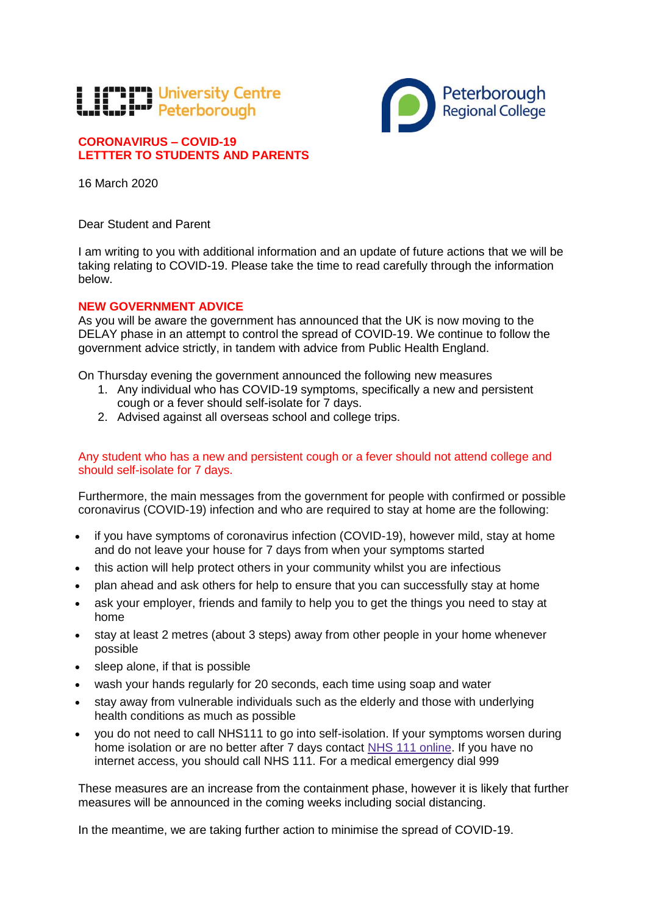University Centre Peterborough

Peterborough Regional College

**CORONAVIRUS – COVID-19**
**LETTTER TO STUDENTS AND PARENTS**

16 March 2020

Dear Student and Parent

I am writing to you with additional information and an update of future actions that we will be taking relating to COVID-19. Please take the time to read carefully through the information below.

**NEW GOVERNMENT ADVICE**

As you will be aware the government has announced that the UK is now moving to the DELAY phase in an attempt to control the spread of COVID-19. We continue to follow the government advice strictly, in tandem with advice from Public Health England.

On Thursday evening the government announced the following new measures

1. Any individual who has COVID-19 symptoms, specifically a new and persistent cough or a fever should self-isolate for 7 days.
2. Advised against all overseas school and college trips.

Any student who has a new and persistent cough or a fever should not attend college and should self-isolate for 7 days.

Furthermore, the main messages from the government for people with confirmed or possible coronavirus (COVID-19) infection and who are required to stay at home are the following:

- if you have symptoms of coronavirus infection (COVID-19), however mild, stay at home and do not leave your house for 7 days from when your symptoms started
- this action will help protect others in your community whilst you are infectious
- plan ahead and ask others for help to ensure that you can successfully stay at home
- ask your employer, friends and family to help you to get the things you need to stay at home
- stay at least 2 metres (about 3 steps) away from other people in your home whenever possible
- sleep alone, if that is possible
- wash your hands regularly for 20 seconds, each time using soap and water
- stay away from vulnerable individuals such as the elderly and those with underlying health conditions as much as possible
- you do not need to call NHS111 to go into self-isolation. If your symptoms worsen during home isolation or are no better after 7 days contact NHS 111 online. If you have no internet access, you should call NHS 111. For a medical emergency dial 999

These measures are an increase from the containment phase, however it is likely that further measures will be announced in the coming weeks including social distancing.

In the meantime, we are taking further action to minimise the spread of COVID-19.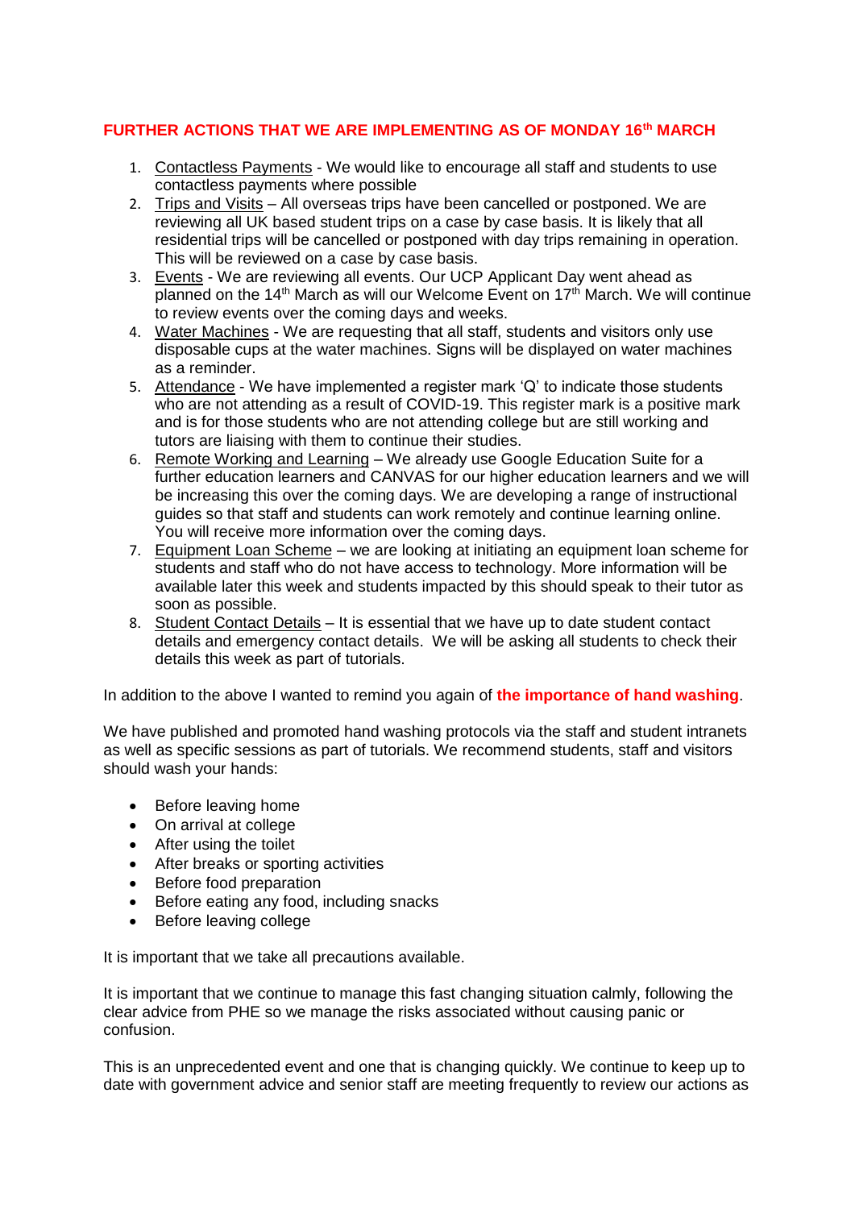**FURTHER ACTIONS THAT WE ARE IMPLEMENTING AS OF MONDAY 16th MARCH**

1. Contactless Payments - We would like to encourage all staff and students to use contactless payments where possible
2. Trips and Visits – All overseas trips have been cancelled or postponed. We are reviewing all UK based student trips on a case by case basis. It is likely that all residential trips will be cancelled or postponed with day trips remaining in operation. This will be reviewed on a case by case basis.
3. Events - We are reviewing all events. Our UCP Applicant Day went ahead as planned on the 14th March as will our Welcome Event on 17th March. We will continue to review events over the coming days and weeks.
4. Water Machines - We are requesting that all staff, students and visitors only use disposable cups at the water machines. Signs will be displayed on water machines as a reminder.
5. Attendance - We have implemented a register mark 'Q' to indicate those students who are not attending as a result of COVID-19. This register mark is a positive mark and is for those students who are not attending college but are still working and tutors are liaising with them to continue their studies.
6. Remote Working and Learning – We already use Google Education Suite for a further education learners and CANVAS for our higher education learners and we will be increasing this over the coming days. We are developing a range of instructional guides so that staff and students can work remotely and continue learning online. You will receive more information over the coming days.
7. Equipment Loan Scheme – we are looking at initiating an equipment loan scheme for students and staff who do not have access to technology. More information will be available later this week and students impacted by this should speak to their tutor as soon as possible.
8. Student Contact Details – It is essential that we have up to date student contact details and emergency contact details. We will be asking all students to check their details this week as part of tutorials.

In addition to the above I wanted to remind you again of **the importance of hand washing**.

We have published and promoted hand washing protocols via the staff and student intranets as well as specific sessions as part of tutorials. We recommend students, staff and visitors should wash your hands:

- Before leaving home
- On arrival at college
- After using the toilet
- After breaks or sporting activities
- Before food preparation
- Before eating any food, including snacks
- Before leaving college

It is important that we take all precautions available.

It is important that we continue to manage this fast changing situation calmly, following the clear advice from PHE so we manage the risks associated without causing panic or confusion.

This is an unprecedented event and one that is changing quickly. We continue to keep up to date with government advice and senior staff are meeting frequently to review our actions as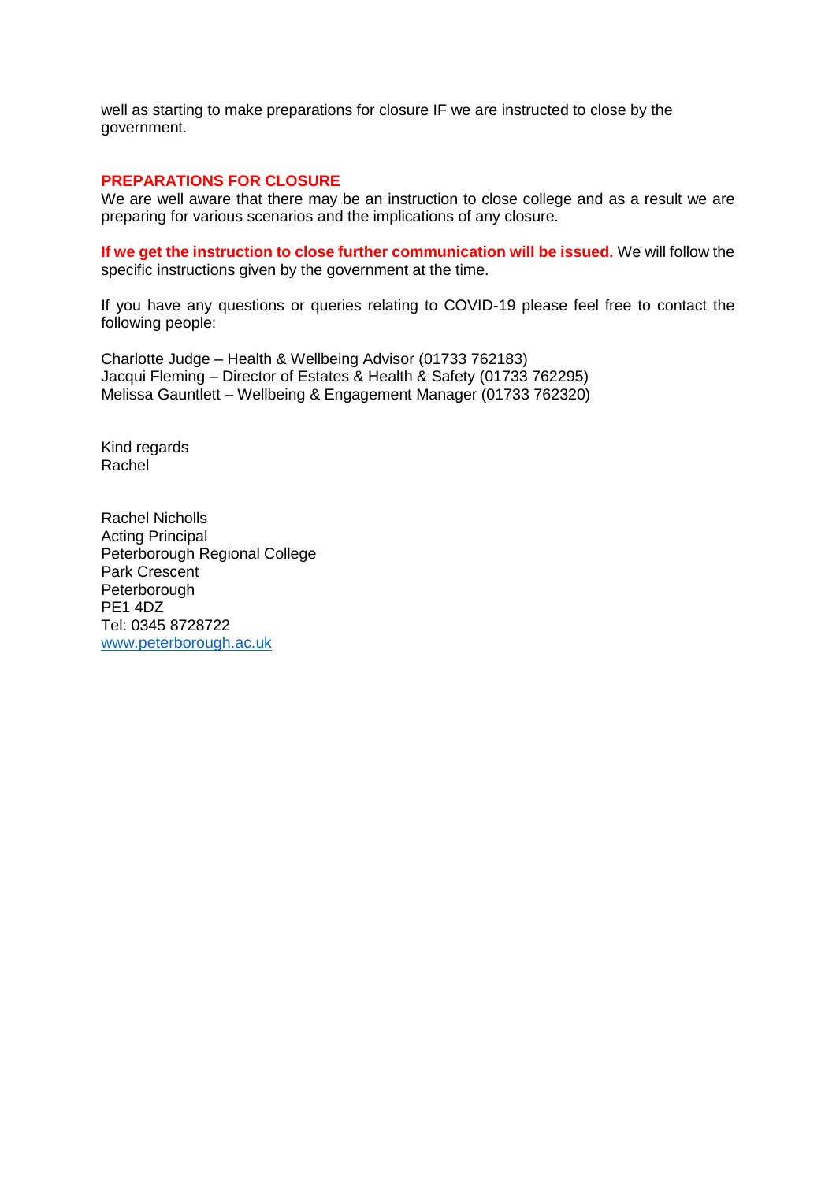well as starting to make preparations for closure IF we are instructed to close by the government.

## PREPARATIONS FOR CLOSURE

We are well aware that there may be an instruction to close college and as a result we are preparing for various scenarios and the implications of any closure.

**If we get the instruction to close further communication will be issued.** We will follow the specific instructions given by the government at the time.

If you have any questions or queries relating to COVID-19 please feel free to contact the following people:

Charlotte Judge – Health & Wellbeing Advisor (01733 762183)
Jacqui Fleming – Director of Estates & Health & Safety (01733 762295)
Melissa Gauntlett – Wellbeing & Engagement Manager (01733 762320)

Kind regards
Rachel

Rachel Nicholls
Acting Principal
Peterborough Regional College
Park Crescent
Peterborough
PE1 4DZ
Tel: 0345 8728722
www.peterborough.ac.uk